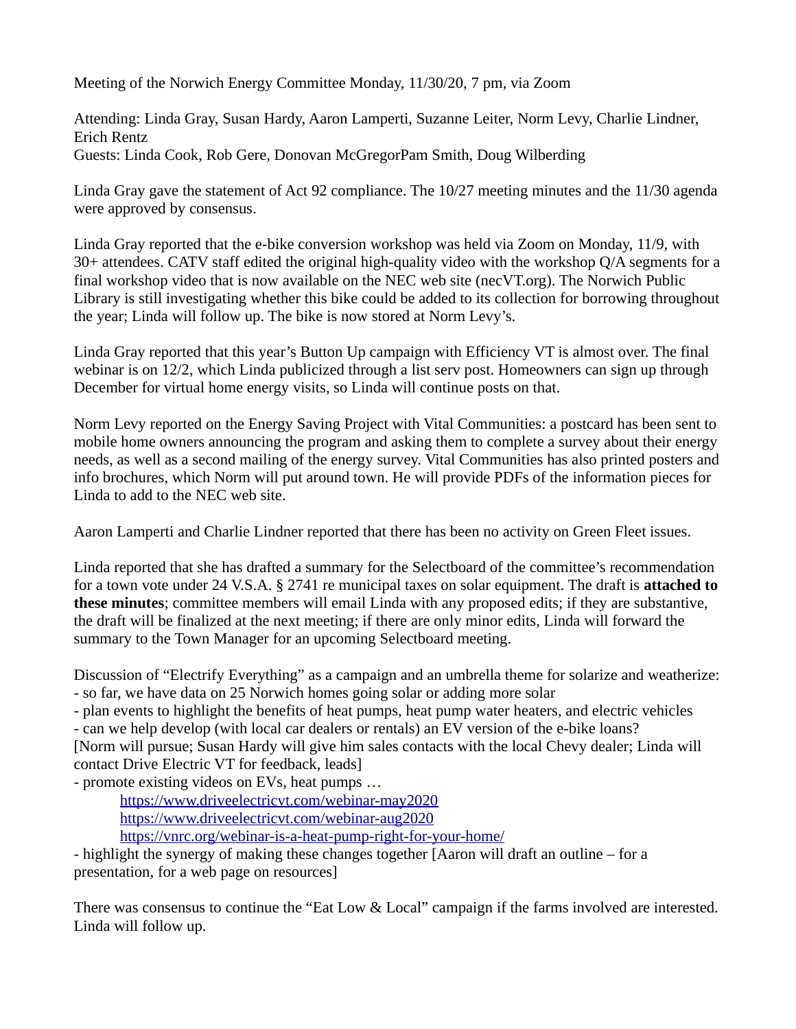Meeting of the Norwich Energy Committee Monday, 11/30/20, 7 pm, via Zoom

Attending: Linda Gray, Susan Hardy, Aaron Lamperti, Suzanne Leiter, Norm Levy, Charlie Lindner, Erich Rentz
Guests: Linda Cook, Rob Gere, Donovan McGregorPam Smith, Doug Wilberding

Linda Gray gave the statement of Act 92 compliance. The 10/27 meeting minutes and the 11/30 agenda were approved by consensus.

Linda Gray reported that the e-bike conversion workshop was held via Zoom on Monday, 11/9, with 30+ attendees. CATV staff edited the original high-quality video with the workshop Q/A segments for a final workshop video that is now available on the NEC web site (necVT.org). The Norwich Public Library is still investigating whether this bike could be added to its collection for borrowing throughout the year; Linda will follow up. The bike is now stored at Norm Levy's.

Linda Gray reported that this year's Button Up campaign with Efficiency VT is almost over. The final webinar is on 12/2, which Linda publicized through a list serv post. Homeowners can sign up through December for virtual home energy visits, so Linda will continue posts on that.

Norm Levy reported on the Energy Saving Project with Vital Communities: a postcard has been sent to mobile home owners announcing the program and asking them to complete a survey about their energy needs, as well as a second mailing of the energy survey. Vital Communities has also printed posters and info brochures, which Norm will put around town. He will provide PDFs of the information pieces for Linda to add to the NEC web site.

Aaron Lamperti and Charlie Lindner reported that there has been no activity on Green Fleet issues.

Linda reported that she has drafted a summary for the Selectboard of the committee's recommendation for a town vote under 24 V.S.A. § 2741 re municipal taxes on solar equipment. The draft is **attached to these minutes**; committee members will email Linda with any proposed edits; if they are substantive, the draft will be finalized at the next meeting; if there are only minor edits, Linda will forward the summary to the Town Manager for an upcoming Selectboard meeting.

Discussion of "Electrify Everything" as a campaign and an umbrella theme for solarize and weatherize:
- so far, we have data on 25 Norwich homes going solar or adding more solar
- plan events to highlight the benefits of heat pumps, heat pump water heaters, and electric vehicles
- can we help develop (with local car dealers or rentals) an EV version of the e-bike loans?
[Norm will pursue; Susan Hardy will give him sales contacts with the local Chevy dealer; Linda will contact Drive Electric VT for feedback, leads]
- promote existing videos on EVs, heat pumps …
    https://www.driveelectricvt.com/webinar-may2020
    https://www.driveelectricvt.com/webinar-aug2020
    https://vnrc.org/webinar-is-a-heat-pump-right-for-your-home/
- highlight the synergy of making these changes together [Aaron will draft an outline – for a presentation, for a web page on resources]

There was consensus to continue the "Eat Low & Local" campaign if the farms involved are interested. Linda will follow up.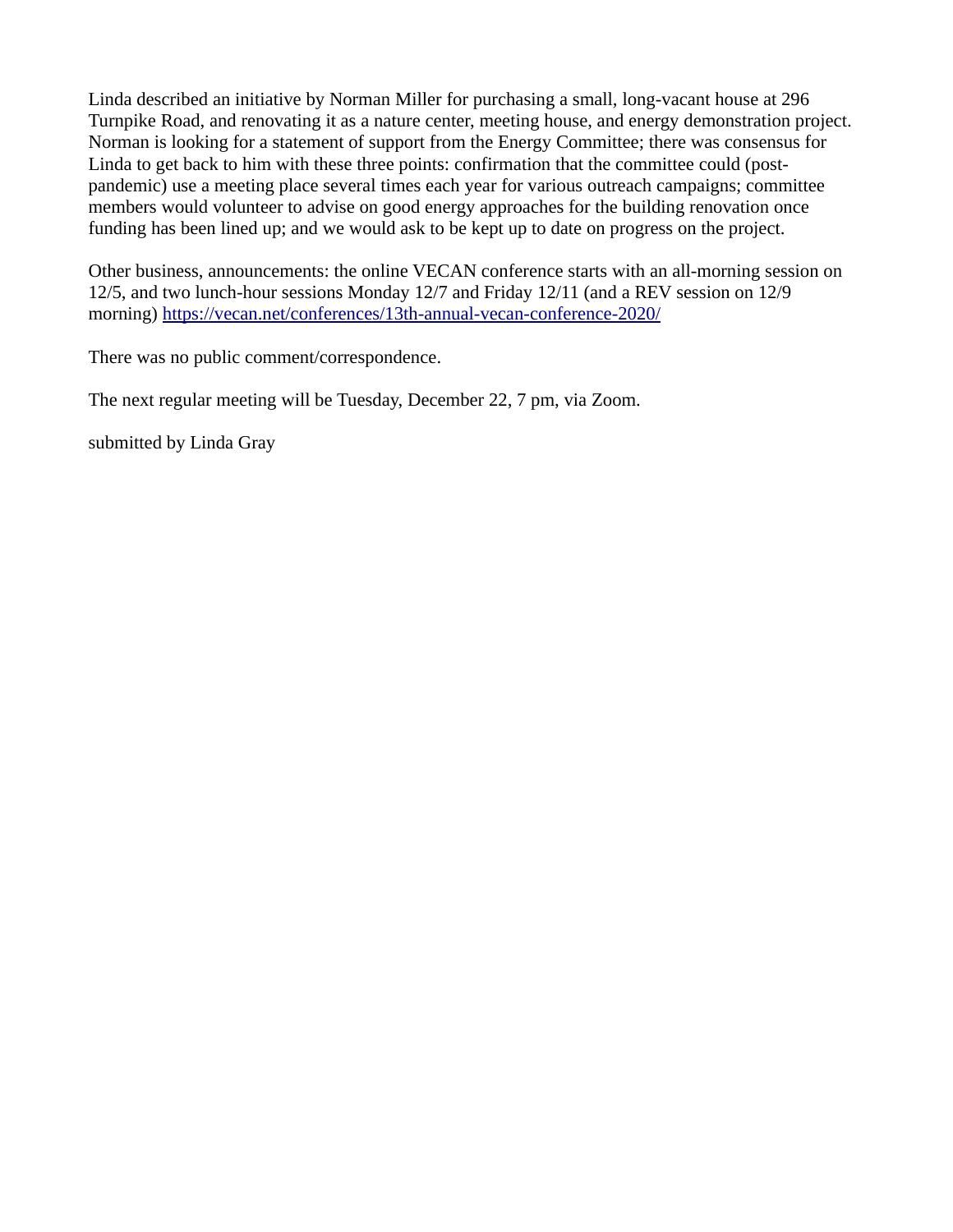Linda described an initiative by Norman Miller for purchasing a small, long-vacant house at 296 Turnpike Road, and renovating it as a nature center, meeting house, and energy demonstration project. Norman is looking for a statement of support from the Energy Committee; there was consensus for Linda to get back to him with these three points: confirmation that the committee could (post-pandemic) use a meeting place several times each year for various outreach campaigns; committee members would volunteer to advise on good energy approaches for the building renovation once funding has been lined up; and we would ask to be kept up to date on progress on the project.

Other business, announcements: the online VECAN conference starts with an all-morning session on 12/5, and two lunch-hour sessions Monday 12/7 and Friday 12/11 (and a REV session on 12/9 morning) https://vecan.net/conferences/13th-annual-vecan-conference-2020/

There was no public comment/correspondence.

The next regular meeting will be Tuesday, December 22, 7 pm, via Zoom.

submitted by Linda Gray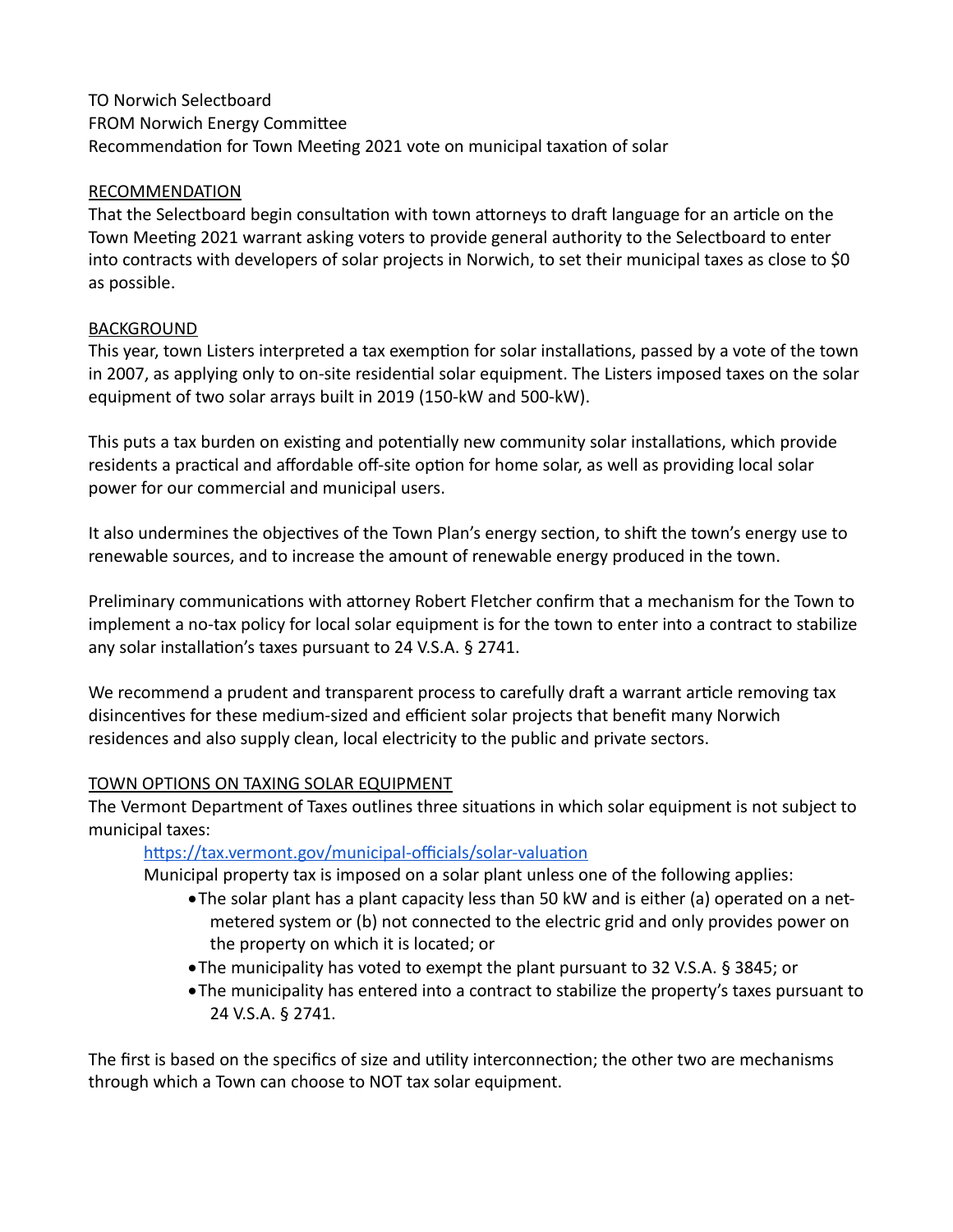TO Norwich Selectboard
FROM Norwich Energy Committee
Recommendation for Town Meeting 2021 vote on municipal taxation of solar

## RECOMMENDATION

That the Selectboard begin consultation with town attorneys to draft language for an article on the Town Meeting 2021 warrant asking voters to provide general authority to the Selectboard to enter into contracts with developers of solar projects in Norwich, to set their municipal taxes as close to $0 as possible.

## BACKGROUND

This year, town Listers interpreted a tax exemption for solar installations, passed by a vote of the town in 2007, as applying only to on-site residential solar equipment. The Listers imposed taxes on the solar equipment of two solar arrays built in 2019 (150-kW and 500-kW).

This puts a tax burden on existing and potentially new community solar installations, which provide residents a practical and affordable off-site option for home solar, as well as providing local solar power for our commercial and municipal users.

It also undermines the objectives of the Town Plan's energy section, to shift the town's energy use to renewable sources, and to increase the amount of renewable energy produced in the town.

Preliminary communications with attorney Robert Fletcher confirm that a mechanism for the Town to implement a no-tax policy for local solar equipment is for the town to enter into a contract to stabilize any solar installation's taxes pursuant to 24 V.S.A. § 2741.

We recommend a prudent and transparent process to carefully draft a warrant article removing tax disincentives for these medium-sized and efficient solar projects that benefit many Norwich residences and also supply clean, local electricity to the public and private sectors.

## TOWN OPTIONS ON TAXING SOLAR EQUIPMENT

The Vermont Department of Taxes outlines three situations in which solar equipment is not subject to municipal taxes:

> https://tax.vermont.gov/municipal-officials/solar-valuation
>
> Municipal property tax is imposed on a solar plant unless one of the following applies:
>
> - The solar plant has a plant capacity less than 50 kW and is either (a) operated on a net-metered system or (b) not connected to the electric grid and only provides power on the property on which it is located; or
> - The municipality has voted to exempt the plant pursuant to 32 V.S.A. § 3845; or
> - The municipality has entered into a contract to stabilize the property's taxes pursuant to 24 V.S.A. § 2741.

The first is based on the specifics of size and utility interconnection; the other two are mechanisms through which a Town can choose to NOT tax solar equipment.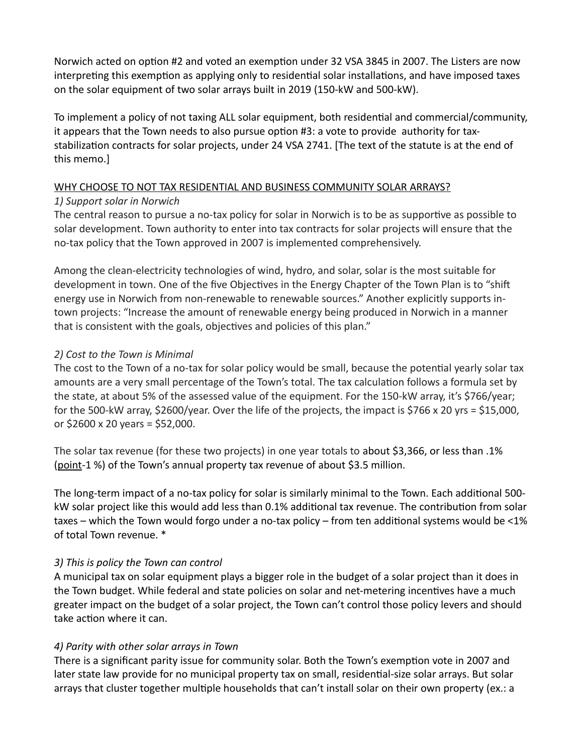Norwich acted on option #2 and voted an exemption under 32 VSA 3845 in 2007. The Listers are now interpreting this exemption as applying only to residential solar installations, and have imposed taxes on the solar equipment of two solar arrays built in 2019 (150-kW and 500-kW).

To implement a policy of not taxing ALL solar equipment, both residential and commercial/community, it appears that the Town needs to also pursue option #3: a vote to provide authority for tax-stabilization contracts for solar projects, under 24 VSA 2741. [The text of the statute is at the end of this memo.]

<u>WHY CHOOSE TO NOT TAX RESIDENTIAL AND BUSINESS COMMUNITY SOLAR ARRAYS?</u>

*1) Support solar in Norwich*

The central reason to pursue a no-tax policy for solar in Norwich is to be as supportive as possible to solar development. Town authority to enter into tax contracts for solar projects will ensure that the no-tax policy that the Town approved in 2007 is implemented comprehensively.

Among the clean-electricity technologies of wind, hydro, and solar, solar is the most suitable for development in town. One of the five Objectives in the Energy Chapter of the Town Plan is to "shift energy use in Norwich from non-renewable to renewable sources." Another explicitly supports in-town projects: "Increase the amount of renewable energy being produced in Norwich in a manner that is consistent with the goals, objectives and policies of this plan."

*2) Cost to the Town is Minimal*

The cost to the Town of a no-tax for solar policy would be small, because the potential yearly solar tax amounts are a very small percentage of the Town's total. The tax calculation follows a formula set by the state, at about 5% of the assessed value of the equipment. For the 150-kW array, it's $766/year; for the 500-kW array, $2600/year. Over the life of the projects, the impact is $766 x 20 yrs = $15,000, or $2600 x 20 years = $52,000.

The solar tax revenue (for these two projects) in one year totals to about $3,366, or less than .1% (<u>point</u>-1 %) of the Town's annual property tax revenue of about $3.5 million.

The long-term impact of a no-tax policy for solar is similarly minimal to the Town. Each additional 500-kW solar project like this would add less than 0.1% additional tax revenue. The contribution from solar taxes – which the Town would forgo under a no-tax policy – from ten additional systems would be <1% of total Town revenue. *

*3) This is policy the Town can control*

A municipal tax on solar equipment plays a bigger role in the budget of a solar project than it does in the Town budget. While federal and state policies on solar and net-metering incentives have a much greater impact on the budget of a solar project, the Town can't control those policy levers and should take action where it can.

*4) Parity with other solar arrays in Town*

There is a significant parity issue for community solar. Both the Town's exemption vote in 2007 and later state law provide for no municipal property tax on small, residential-size solar arrays. But solar arrays that cluster together multiple households that can't install solar on their own property (ex.: a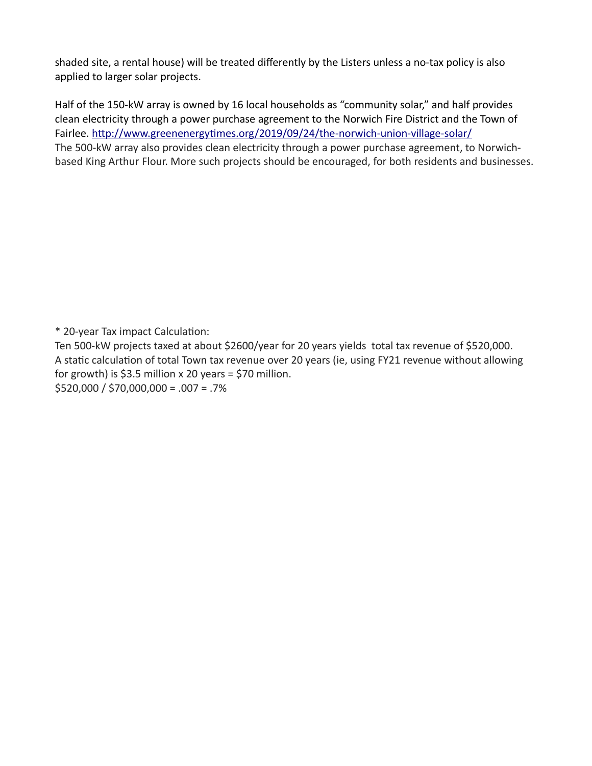shaded site, a rental house) will be treated differently by the Listers unless a no-tax policy is also applied to larger solar projects.

Half of the 150-kW array is owned by 16 local households as "community solar," and half provides clean electricity through a power purchase agreement to the Norwich Fire District and the Town of Fairlee. [http://www.greenenergytimes.org/2019/09/24/the-norwich-union-village-solar/](http://www.greenenergytimes.org/2019/09/24/the-norwich-union-village-solar/)
The 500-kW array also provides clean electricity through a power purchase agreement, to Norwich-based King Arthur Flour. More such projects should be encouraged, for both residents and businesses.

* 20-year Tax impact Calculation:
Ten 500-kW projects taxed at about $2600/year for 20 years yields total tax revenue of $520,000.
A static calculation of total Town tax revenue over 20 years (ie, using FY21 revenue without allowing for growth) is $3.5 million x 20 years = $70 million.
$520,000 / $70,000,000 = .007 = .7%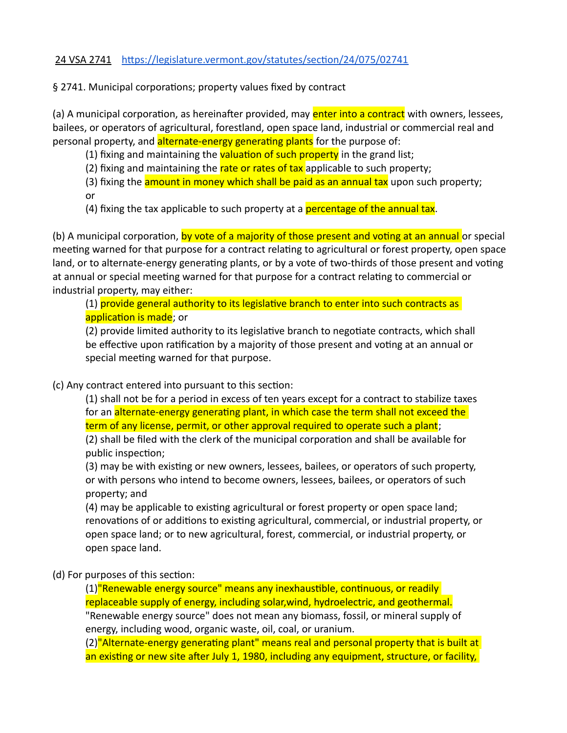24 VSA 2741 https://legislature.vermont.gov/statutes/section/24/075/02741

§ 2741. Municipal corporations; property values fixed by contract

(a) A municipal corporation, as hereinafter provided, may enter into a contract with owners, lessees, bailees, or operators of agricultural, forestland, open space land, industrial or commercial real and personal property, and alternate-energy generating plants for the purpose of:

(1) fixing and maintaining the valuation of such property in the grand list;

(2) fixing and maintaining the rate or rates of tax applicable to such property;

(3) fixing the amount in money which shall be paid as an annual tax upon such property; or

(4) fixing the tax applicable to such property at a percentage of the annual tax.

(b) A municipal corporation, by vote of a majority of those present and voting at an annual or special meeting warned for that purpose for a contract relating to agricultural or forest property, open space land, or to alternate-energy generating plants, or by a vote of two-thirds of those present and voting at annual or special meeting warned for that purpose for a contract relating to commercial or industrial property, may either:

(1) provide general authority to its legislative branch to enter into such contracts as application is made; or

(2) provide limited authority to its legislative branch to negotiate contracts, which shall be effective upon ratification by a majority of those present and voting at an annual or special meeting warned for that purpose.

(c) Any contract entered into pursuant to this section:

(1) shall not be for a period in excess of ten years except for a contract to stabilize taxes for an alternate-energy generating plant, in which case the term shall not exceed the term of any license, permit, or other approval required to operate such a plant;

(2) shall be filed with the clerk of the municipal corporation and shall be available for public inspection;

(3) may be with existing or new owners, lessees, bailees, or operators of such property, or with persons who intend to become owners, lessees, bailees, or operators of such property; and

(4) may be applicable to existing agricultural or forest property or open space land; renovations of or additions to existing agricultural, commercial, or industrial property, or open space land; or to new agricultural, forest, commercial, or industrial property, or open space land.

(d) For purposes of this section:

(1)"Renewable energy source" means any inexhaustible, continuous, or readily replaceable supply of energy, including solar,wind, hydroelectric, and geothermal. "Renewable energy source" does not mean any biomass, fossil, or mineral supply of energy, including wood, organic waste, oil, coal, or uranium.

(2)"Alternate-energy generating plant" means real and personal property that is built at an existing or new site after July 1, 1980, including any equipment, structure, or facility,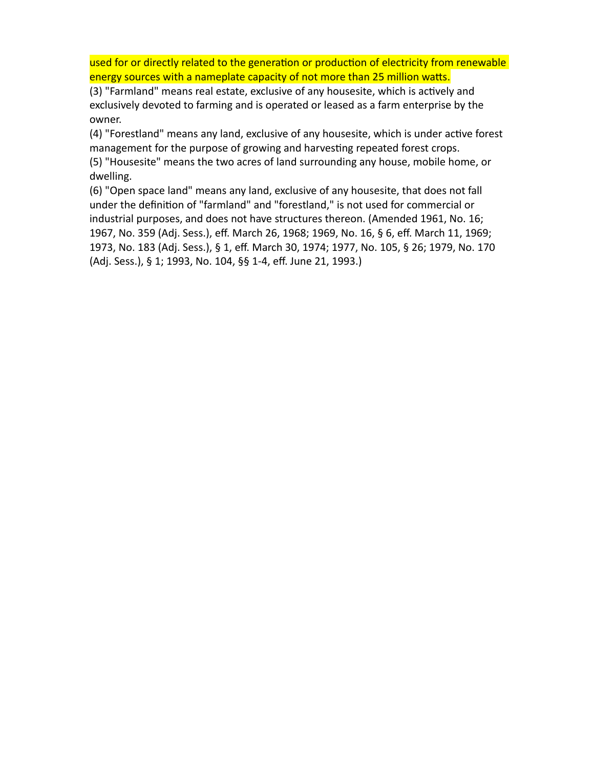used for or directly related to the generation or production of electricity from renewable energy sources with a nameplate capacity of not more than 25 million watts.

(3) "Farmland" means real estate, exclusive of any housesite, which is actively and exclusively devoted to farming and is operated or leased as a farm enterprise by the owner.

(4) "Forestland" means any land, exclusive of any housesite, which is under active forest management for the purpose of growing and harvesting repeated forest crops.

(5) "Housesite" means the two acres of land surrounding any house, mobile home, or dwelling.

(6) "Open space land" means any land, exclusive of any housesite, that does not fall under the definition of "farmland" and "forestland," is not used for commercial or industrial purposes, and does not have structures thereon. (Amended 1961, No. 16; 1967, No. 359 (Adj. Sess.), eff. March 26, 1968; 1969, No. 16, § 6, eff. March 11, 1969; 1973, No. 183 (Adj. Sess.), § 1, eff. March 30, 1974; 1977, No. 105, § 26; 1979, No. 170 (Adj. Sess.), § 1; 1993, No. 104, §§ 1-4, eff. June 21, 1993.)